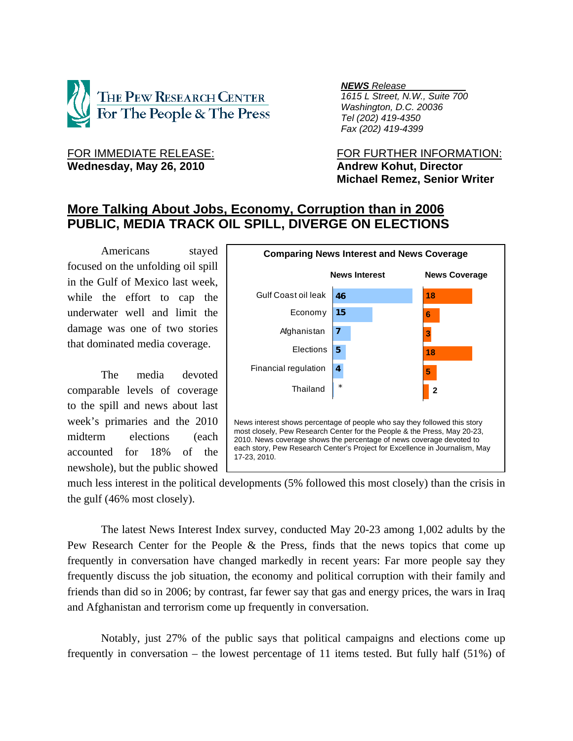THE PEW RESEARCH CENTER
For The People & The Press

***NEWS** Release*
*1615 L Street, N.W., Suite 700*
*Washington, D.C. 20036*
*Tel (202) 419-4350*
*Fax (202) 419-4399*

FOR IMMEDIATE RELEASE:
**Wednesday, May 26, 2010**

FOR FURTHER INFORMATION:
**Andrew Kohut, Director**
**Michael Remez, Senior Writer**

# More Talking About Jobs, Economy, Corruption than in 2006
## PUBLIC, MEDIA TRACK OIL SPILL, DIVERGE ON ELECTIONS

Americans stayed focused on the unfolding oil spill in the Gulf of Mexico last week, while the effort to cap the underwater well and limit the damage was one of two stories that dominated media coverage.

The media devoted comparable levels of coverage to the spill and news about last week's primaries and the 2010 midterm elections (each accounted for 18% of the newshole), but the public showed much less interest in the political developments (5% followed this most closely) than the crisis in the gulf (46% most closely).

**Comparing News Interest and News Coverage**

| | News Interest | News Coverage |
|---|---|---|
| Gulf Coast oil leak | 46 | 18 |
| Economy | 15 | 6 |
| Afghanistan | 7 | 3 |
| Elections | 5 | 18 |
| Financial regulation | 4 | 5 |
| Thailand | * | 2 |

News interest shows percentage of people who say they followed this story most closely, Pew Research Center for the People & the Press, May 20-23, 2010. News coverage shows the percentage of news coverage devoted to each story, Pew Research Center's Project for Excellence in Journalism, May 17-23, 2010.

The latest News Interest Index survey, conducted May 20-23 among 1,002 adults by the Pew Research Center for the People & the Press, finds that the news topics that come up frequently in conversation have changed markedly in recent years: Far more people say they frequently discuss the job situation, the economy and political corruption with their family and friends than did so in 2006; by contrast, far fewer say that gas and energy prices, the wars in Iraq and Afghanistan and terrorism come up frequently in conversation.

Notably, just 27% of the public says that political campaigns and elections come up frequently in conversation – the lowest percentage of 11 items tested. But fully half (51%) of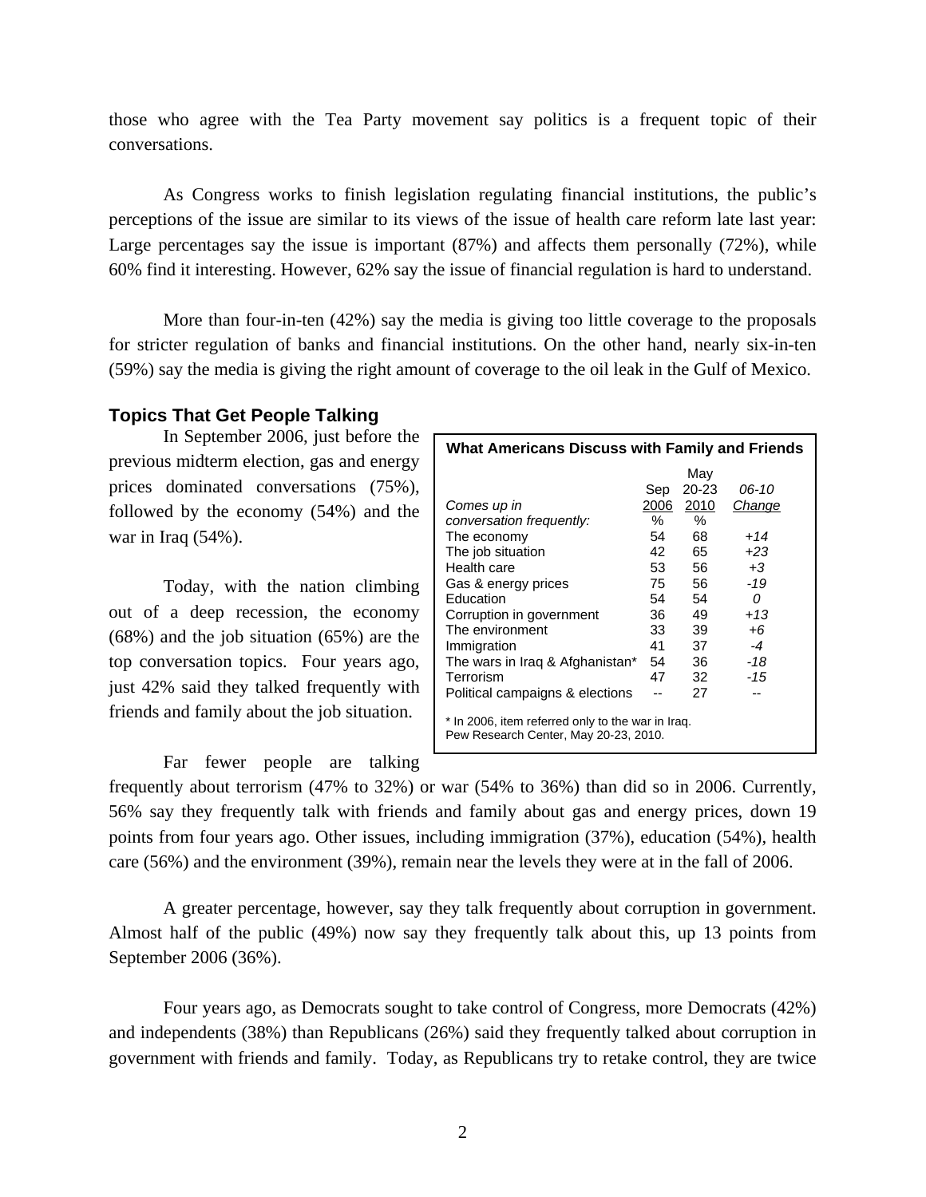those who agree with the Tea Party movement say politics is a frequent topic of their conversations.

As Congress works to finish legislation regulating financial institutions, the public's perceptions of the issue are similar to its views of the issue of health care reform late last year: Large percentages say the issue is important (87%) and affects them personally (72%), while 60% find it interesting. However, 62% say the issue of financial regulation is hard to understand.

More than four-in-ten (42%) say the media is giving too little coverage to the proposals for stricter regulation of banks and financial institutions. On the other hand, nearly six-in-ten (59%) say the media is giving the right amount of coverage to the oil leak in the Gulf of Mexico.

### Topics That Get People Talking

In September 2006, just before the previous midterm election, gas and energy prices dominated conversations (75%), followed by the economy (54%) and the war in Iraq (54%).

Today, with the nation climbing out of a deep recession, the economy (68%) and the job situation (65%) are the top conversation topics. Four years ago, just 42% said they talked frequently with friends and family about the job situation.

**What Americans Discuss with Family and Friends**

| *Comes up in conversation frequently:* | Sep 2006 | May 20-23 2010 | *06-10 Change* |
|---|---|---|---|
| | % | % | |
| The economy | 54 | 68 | *+14* |
| The job situation | 42 | 65 | *+23* |
| Health care | 53 | 56 | *+3* |
| Gas & energy prices | 75 | 56 | *-19* |
| Education | 54 | 54 | *0* |
| Corruption in government | 36 | 49 | *+13* |
| The environment | 33 | 39 | *+6* |
| Immigration | 41 | 37 | *-4* |
| The wars in Iraq & Afghanistan* | 54 | 36 | *-18* |
| Terrorism | 47 | 32 | *-15* |
| Political campaigns & elections | -- | 27 | -- |

\* In 2006, item referred only to the war in Iraq.
Pew Research Center, May 20-23, 2010.

Far fewer people are talking frequently about terrorism (47% to 32%) or war (54% to 36%) than did so in 2006. Currently, 56% say they frequently talk with friends and family about gas and energy prices, down 19 points from four years ago. Other issues, including immigration (37%), education (54%), health care (56%) and the environment (39%), remain near the levels they were at in the fall of 2006.

A greater percentage, however, say they talk frequently about corruption in government. Almost half of the public (49%) now say they frequently talk about this, up 13 points from September 2006 (36%).

Four years ago, as Democrats sought to take control of Congress, more Democrats (42%) and independents (38%) than Republicans (26%) said they frequently talked about corruption in government with friends and family. Today, as Republicans try to retake control, they are twice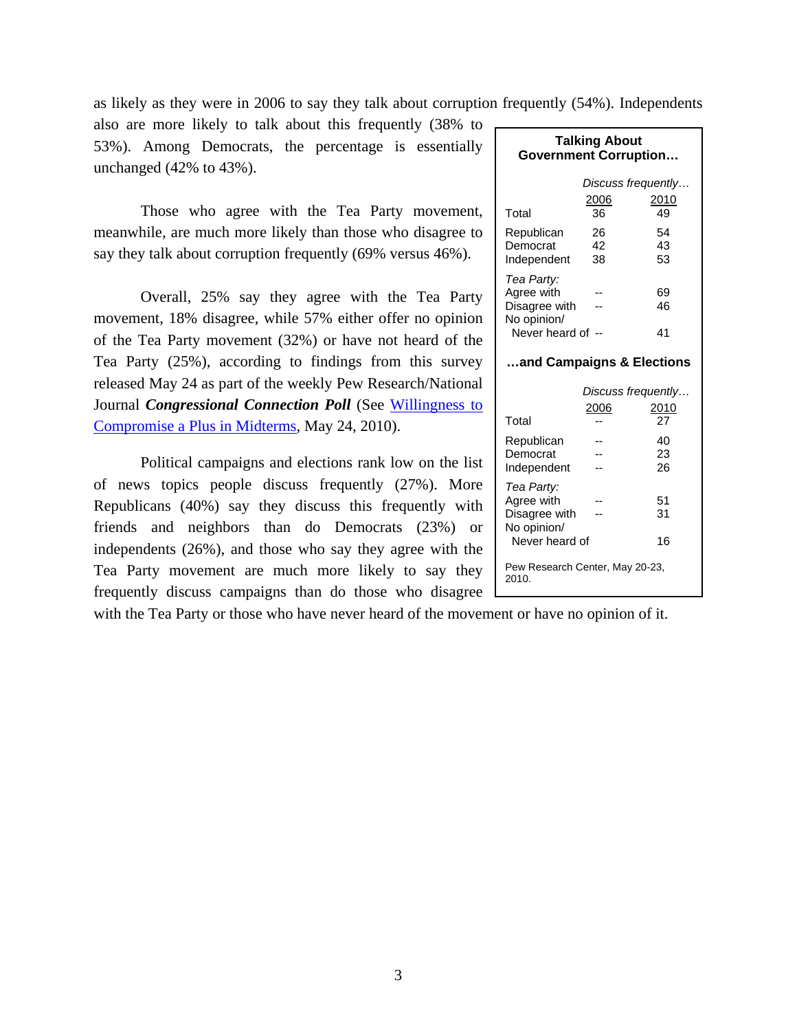as likely as they were in 2006 to say they talk about corruption frequently (54%). Independents also are more likely to talk about this frequently (38% to 53%). Among Democrats, the percentage is essentially unchanged (42% to 43%).

Those who agree with the Tea Party movement, meanwhile, are much more likely than those who disagree to say they talk about corruption frequently (69% versus 46%).

Overall, 25% say they agree with the Tea Party movement, 18% disagree, while 57% either offer no opinion of the Tea Party movement (32%) or have not heard of the Tea Party (25%), according to findings from this survey released May 24 as part of the weekly Pew Research/National Journal ***Congressional Connection Poll*** (See [Willingness to Compromise a Plus in Midterms](), May 24, 2010).

Political campaigns and elections rank low on the list of news topics people discuss frequently (27%). More Republicans (40%) say they discuss this frequently with friends and neighbors than do Democrats (23%) or independents (26%), and those who say they agree with the Tea Party movement are much more likely to say they frequently discuss campaigns than do those who disagree with the Tea Party or those who have never heard of the movement or have no opinion of it.

**Talking About Government Corruption…**

| | *Discuss frequently…* | |
|---|---|---|
| | 2006 | 2010 |
| Total | 36 | 49 |
| Republican | 26 | 54 |
| Democrat | 42 | 43 |
| Independent | 38 | 53 |
| *Tea Party:* | | |
| Agree with | -- | 69 |
| Disagree with | -- | 46 |
| No opinion/ Never heard of | -- | 41 |

**…and Campaigns & Elections**

| | *Discuss frequently…* | |
|---|---|---|
| | 2006 | 2010 |
| Total | -- | 27 |
| Republican | -- | 40 |
| Democrat | -- | 23 |
| Independent | -- | 26 |
| *Tea Party:* | | |
| Agree with | -- | 51 |
| Disagree with | -- | 31 |
| No opinion/ Never heard of | | 16 |

Pew Research Center, May 20-23, 2010.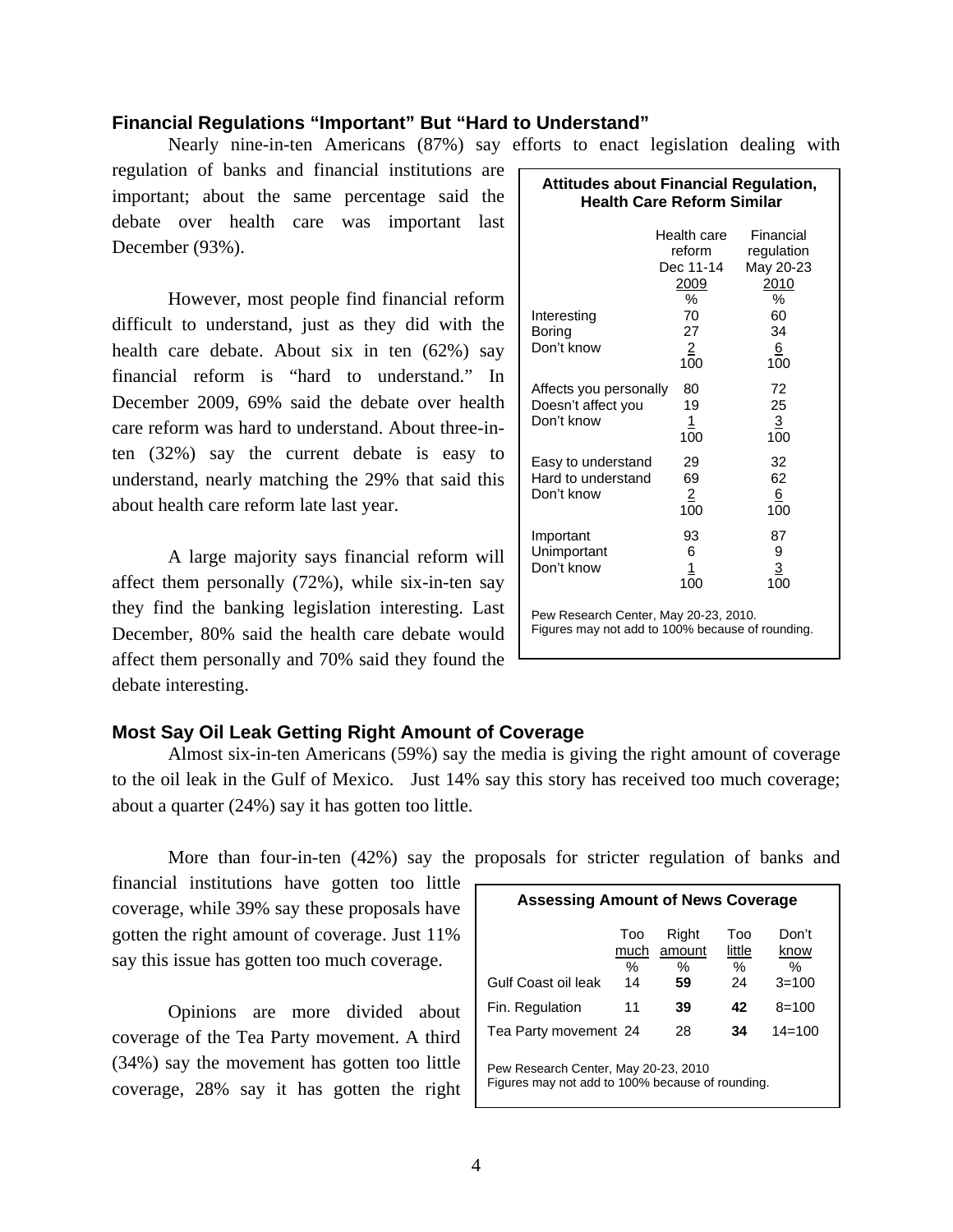## Financial Regulations "Important" But "Hard to Understand"

Nearly nine-in-ten Americans (87%) say efforts to enact legislation dealing with regulation of banks and financial institutions are important; about the same percentage said the debate over health care was important last December (93%).

However, most people find financial reform difficult to understand, just as they did with the health care debate. About six in ten (62%) say financial reform is "hard to understand." In December 2009, 69% said the debate over health care reform was hard to understand. About three-in-ten (32%) say the current debate is easy to understand, nearly matching the 29% that said this about health care reform late last year.

A large majority says financial reform will affect them personally (72%), while six-in-ten say they find the banking legislation interesting. Last December, 80% said the health care debate would affect them personally and 70% said they found the debate interesting.

**Attitudes about Financial Regulation, Health Care Reform Similar**

| | Health care reform Dec 11-14 2009 | Financial regulation May 20-23 2010 |
|---|---|---|
| | % | % |
| Interesting | 70 | 60 |
| Boring | 27 | 34 |
| Don't know | 2 | 6 |
| | 100 | 100 |
| Affects you personally | 80 | 72 |
| Doesn't affect you | 19 | 25 |
| Don't know | 1 | 3 |
| | 100 | 100 |
| Easy to understand | 29 | 32 |
| Hard to understand | 69 | 62 |
| Don't know | 2 | 6 |
| | 100 | 100 |
| Important | 93 | 87 |
| Unimportant | 6 | 9 |
| Don't know | 1 | 3 |
| | 100 | 100 |

Pew Research Center, May 20-23, 2010.
Figures may not add to 100% because of rounding.

## Most Say Oil Leak Getting Right Amount of Coverage

Almost six-in-ten Americans (59%) say the media is giving the right amount of coverage to the oil leak in the Gulf of Mexico. Just 14% say this story has received too much coverage; about a quarter (24%) say it has gotten too little.

More than four-in-ten (42%) say the proposals for stricter regulation of banks and financial institutions have gotten too little coverage, while 39% say these proposals have gotten the right amount of coverage. Just 11% say this issue has gotten too much coverage.

Opinions are more divided about coverage of the Tea Party movement. A third (34%) say the movement has gotten too little coverage, 28% say it has gotten the right

**Assessing Amount of News Coverage**

| | Too much | Right amount | Too little | Don't know |
|---|---|---|---|---|
| | % | % | % | % |
| Gulf Coast oil leak | 14 | **59** | 24 | 3=100 |
| Fin. Regulation | 11 | **39** | **42** | 8=100 |
| Tea Party movement | 24 | 28 | **34** | 14=100 |

Pew Research Center, May 20-23, 2010
Figures may not add to 100% because of rounding.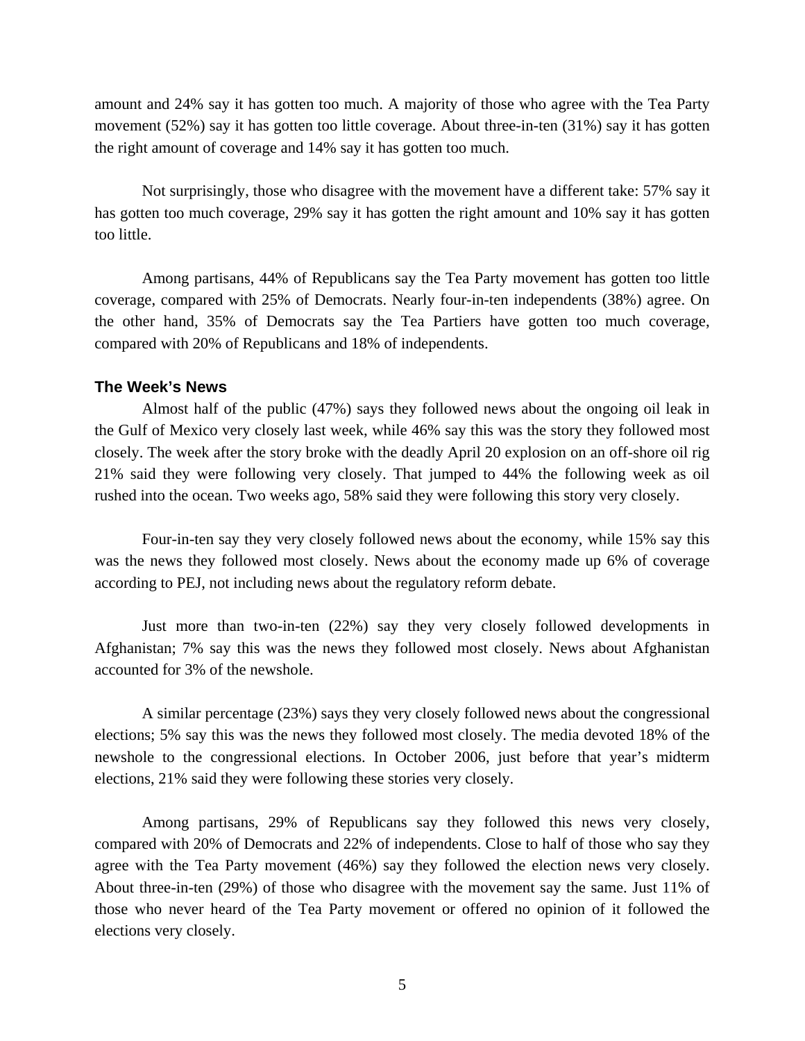amount and 24% say it has gotten too much. A majority of those who agree with the Tea Party movement (52%) say it has gotten too little coverage. About three-in-ten (31%) say it has gotten the right amount of coverage and 14% say it has gotten too much.

Not surprisingly, those who disagree with the movement have a different take: 57% say it has gotten too much coverage, 29% say it has gotten the right amount and 10% say it has gotten too little.

Among partisans, 44% of Republicans say the Tea Party movement has gotten too little coverage, compared with 25% of Democrats. Nearly four-in-ten independents (38%) agree. On the other hand, 35% of Democrats say the Tea Partiers have gotten too much coverage, compared with 20% of Republicans and 18% of independents.

### The Week's News

Almost half of the public (47%) says they followed news about the ongoing oil leak in the Gulf of Mexico very closely last week, while 46% say this was the story they followed most closely. The week after the story broke with the deadly April 20 explosion on an off-shore oil rig 21% said they were following very closely. That jumped to 44% the following week as oil rushed into the ocean. Two weeks ago, 58% said they were following this story very closely.

Four-in-ten say they very closely followed news about the economy, while 15% say this was the news they followed most closely. News about the economy made up 6% of coverage according to PEJ, not including news about the regulatory reform debate.

Just more than two-in-ten (22%) say they very closely followed developments in Afghanistan; 7% say this was the news they followed most closely. News about Afghanistan accounted for 3% of the newshole.

A similar percentage (23%) says they very closely followed news about the congressional elections; 5% say this was the news they followed most closely. The media devoted 18% of the newshole to the congressional elections. In October 2006, just before that year's midterm elections, 21% said they were following these stories very closely.

Among partisans, 29% of Republicans say they followed this news very closely, compared with 20% of Democrats and 22% of independents. Close to half of those who say they agree with the Tea Party movement (46%) say they followed the election news very closely. About three-in-ten (29%) of those who disagree with the movement say the same. Just 11% of those who never heard of the Tea Party movement or offered no opinion of it followed the elections very closely.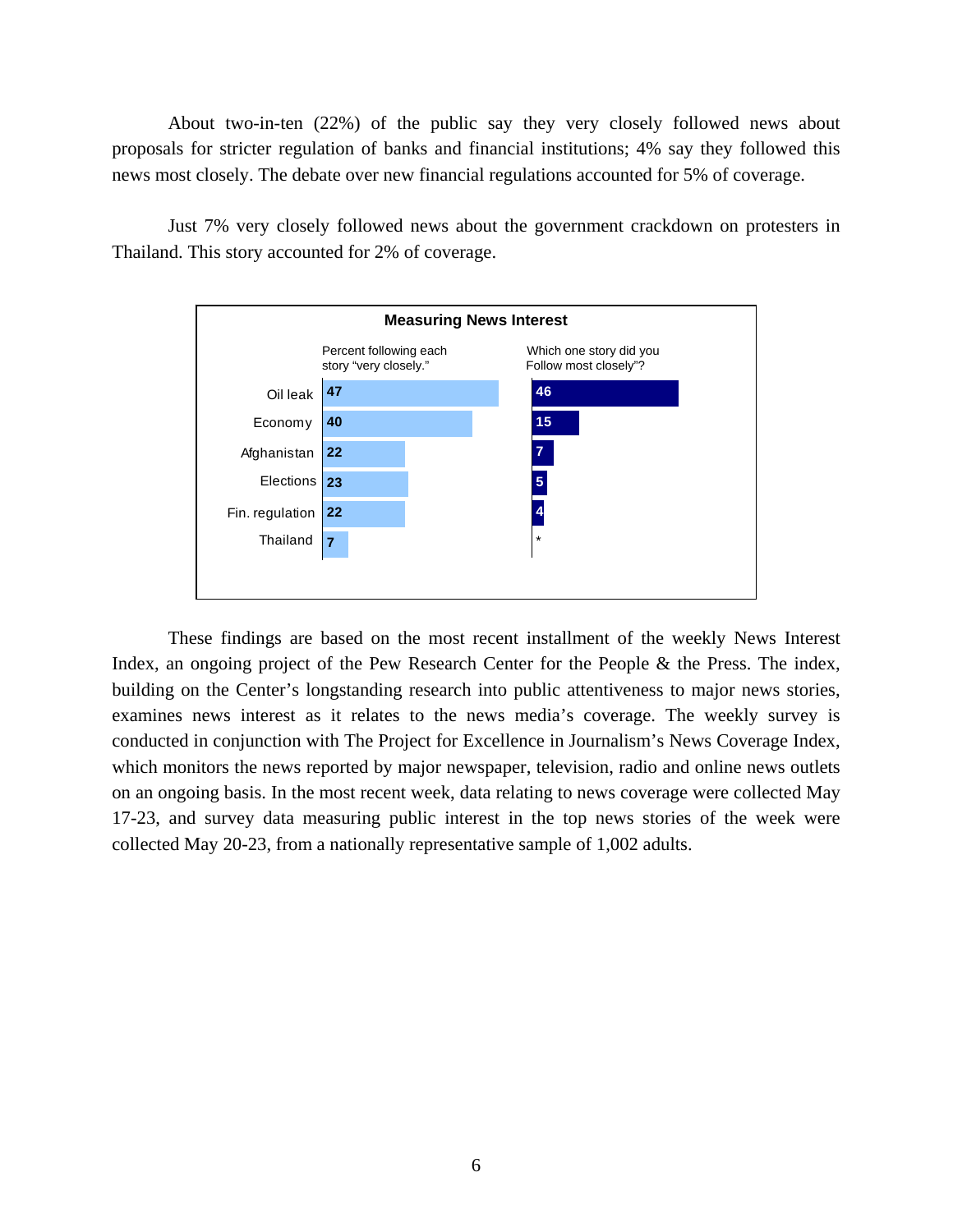About two-in-ten (22%) of the public say they very closely followed news about proposals for stricter regulation of banks and financial institutions; 4% say they followed this news most closely. The debate over new financial regulations accounted for 5% of coverage.

Just 7% very closely followed news about the government crackdown on protesters in Thailand. This story accounted for 2% of coverage.

**Measuring News Interest**

| | Percent following each story "very closely." | Which one story did you Follow most closely"? |
|---|---|---|
| Oil leak | 47 | 46 |
| Economy | 40 | 15 |
| Afghanistan | 22 | 7 |
| Elections | 23 | 5 |
| Fin. regulation | 22 | 4 |
| Thailand | 7 | * |

These findings are based on the most recent installment of the weekly News Interest Index, an ongoing project of the Pew Research Center for the People & the Press. The index, building on the Center's longstanding research into public attentiveness to major news stories, examines news interest as it relates to the news media's coverage. The weekly survey is conducted in conjunction with The Project for Excellence in Journalism's News Coverage Index, which monitors the news reported by major newspaper, television, radio and online news outlets on an ongoing basis. In the most recent week, data relating to news coverage were collected May 17-23, and survey data measuring public interest in the top news stories of the week were collected May 20-23, from a nationally representative sample of 1,002 adults.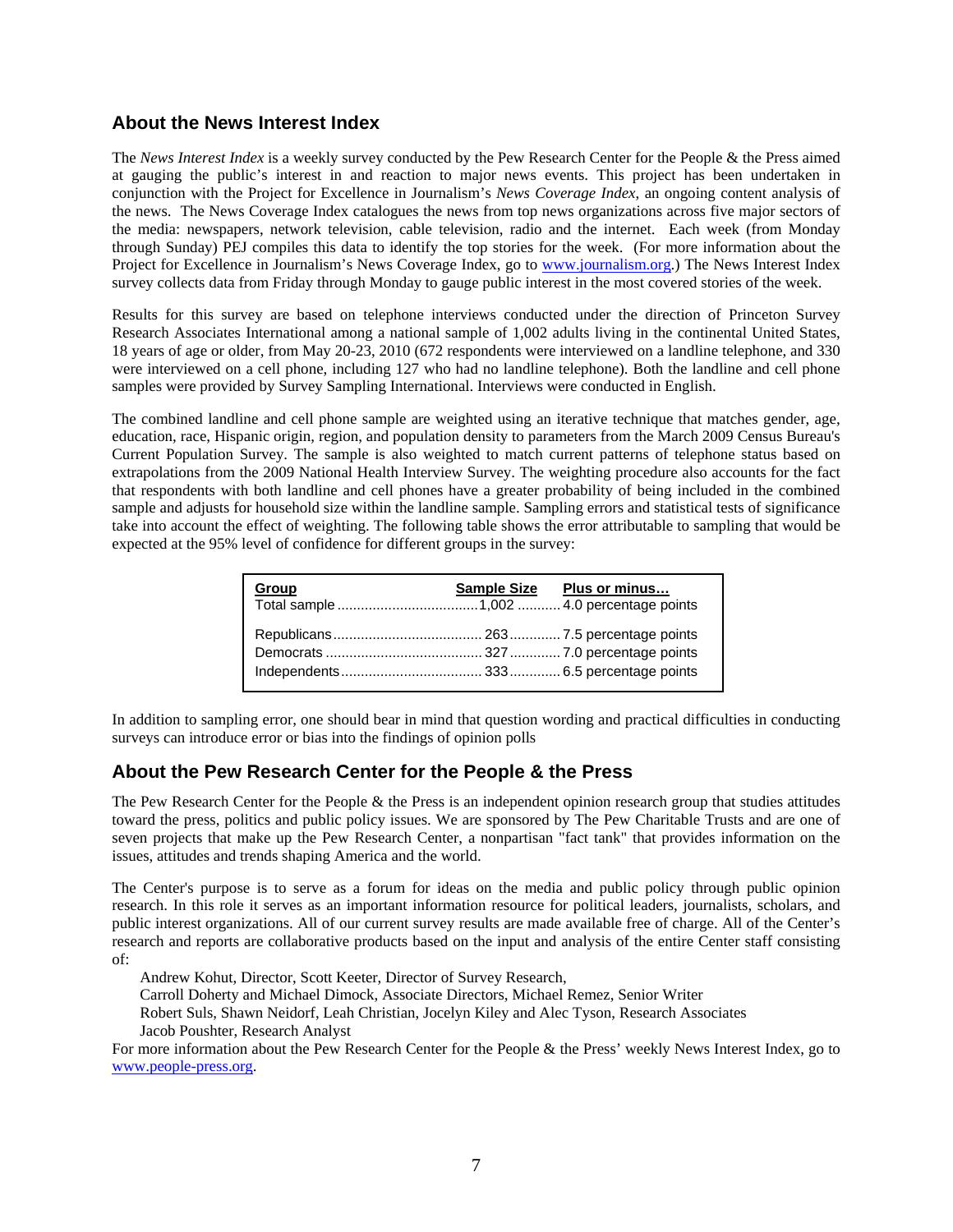## About the News Interest Index

The *News Interest Index* is a weekly survey conducted by the Pew Research Center for the People & the Press aimed at gauging the public's interest in and reaction to major news events. This project has been undertaken in conjunction with the Project for Excellence in Journalism's *News Coverage Index*, an ongoing content analysis of the news. The News Coverage Index catalogues the news from top news organizations across five major sectors of the media: newspapers, network television, cable television, radio and the internet. Each week (from Monday through Sunday) PEJ compiles this data to identify the top stories for the week. (For more information about the Project for Excellence in Journalism's News Coverage Index, go to www.journalism.org.) The News Interest Index survey collects data from Friday through Monday to gauge public interest in the most covered stories of the week.

Results for this survey are based on telephone interviews conducted under the direction of Princeton Survey Research Associates International among a national sample of 1,002 adults living in the continental United States, 18 years of age or older, from May 20-23, 2010 (672 respondents were interviewed on a landline telephone, and 330 were interviewed on a cell phone, including 127 who had no landline telephone). Both the landline and cell phone samples were provided by Survey Sampling International. Interviews were conducted in English.

The combined landline and cell phone sample are weighted using an iterative technique that matches gender, age, education, race, Hispanic origin, region, and population density to parameters from the March 2009 Census Bureau's Current Population Survey. The sample is also weighted to match current patterns of telephone status based on extrapolations from the 2009 National Health Interview Survey. The weighting procedure also accounts for the fact that respondents with both landline and cell phones have a greater probability of being included in the combined sample and adjusts for household size within the landline sample. Sampling errors and statistical tests of significance take into account the effect of weighting. The following table shows the error attributable to sampling that would be expected at the 95% level of confidence for different groups in the survey:

| Group | Sample Size | Plus or minus… |
|---|---|---|
| Total sample | 1,002 | 4.0 percentage points |
| Republicans | 263 | 7.5 percentage points |
| Democrats | 327 | 7.0 percentage points |
| Independents | 333 | 6.5 percentage points |

In addition to sampling error, one should bear in mind that question wording and practical difficulties in conducting surveys can introduce error or bias into the findings of opinion polls

## About the Pew Research Center for the People & the Press

The Pew Research Center for the People & the Press is an independent opinion research group that studies attitudes toward the press, politics and public policy issues. We are sponsored by The Pew Charitable Trusts and are one of seven projects that make up the Pew Research Center, a nonpartisan "fact tank" that provides information on the issues, attitudes and trends shaping America and the world.

The Center's purpose is to serve as a forum for ideas on the media and public policy through public opinion research. In this role it serves as an important information resource for political leaders, journalists, scholars, and public interest organizations. All of our current survey results are made available free of charge. All of the Center's research and reports are collaborative products based on the input and analysis of the entire Center staff consisting of:

Andrew Kohut, Director, Scott Keeter, Director of Survey Research,
Carroll Doherty and Michael Dimock, Associate Directors, Michael Remez, Senior Writer
Robert Suls, Shawn Neidorf, Leah Christian, Jocelyn Kiley and Alec Tyson, Research Associates
Jacob Poushter, Research Analyst

For more information about the Pew Research Center for the People & the Press' weekly News Interest Index, go to www.people-press.org.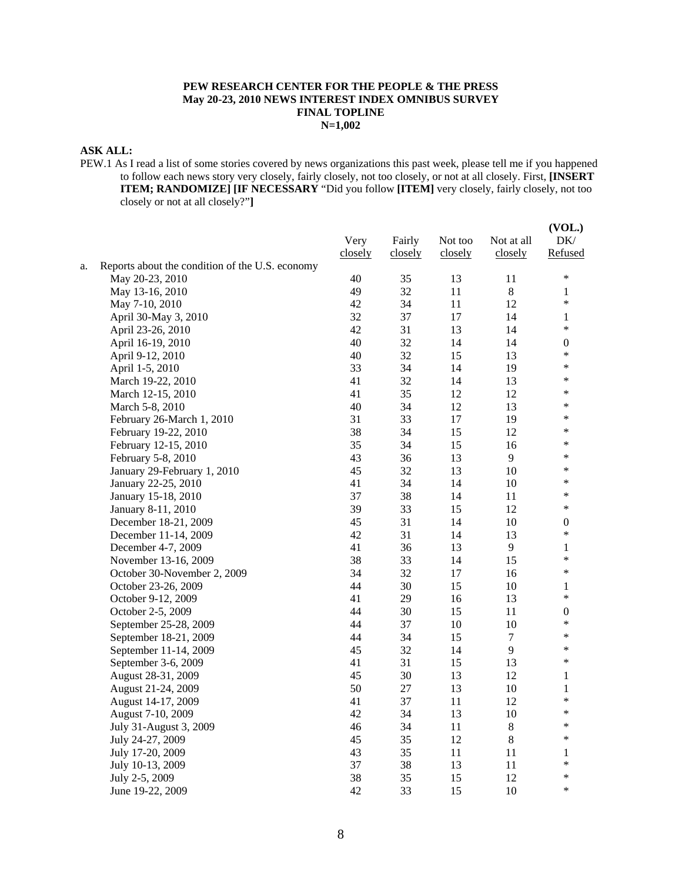**PEW RESEARCH CENTER FOR THE PEOPLE & THE PRESS**
**May 20-23, 2010 NEWS INTEREST INDEX OMNIBUS SURVEY**
**FINAL TOPLINE**
**N=1,002**

**ASK ALL:**

PEW.1 As I read a list of some stories covered by news organizations this past week, please tell me if you happened to follow each news story very closely, fairly closely, not too closely, or not at all closely. First, **[INSERT ITEM; RANDOMIZE] [IF NECESSARY** "Did you follow **[ITEM]** very closely, fairly closely, not too closely or not at all closely?"**]**

| | Very closely | Fairly closely | Not too closely | Not at all closely | (VOL.) DK/ Refused |
|---|---|---|---|---|---|
| a. Reports about the condition of the U.S. economy | | | | | |
| May 20-23, 2010 | 40 | 35 | 13 | 11 | * |
| May 13-16, 2010 | 49 | 32 | 11 | 8 | 1 |
| May 7-10, 2010 | 42 | 34 | 11 | 12 | * |
| April 30-May 3, 2010 | 32 | 37 | 17 | 14 | 1 |
| April 23-26, 2010 | 42 | 31 | 13 | 14 | * |
| April 16-19, 2010 | 40 | 32 | 14 | 14 | 0 |
| April 9-12, 2010 | 40 | 32 | 15 | 13 | * |
| April 1-5, 2010 | 33 | 34 | 14 | 19 | * |
| March 19-22, 2010 | 41 | 32 | 14 | 13 | * |
| March 12-15, 2010 | 41 | 35 | 12 | 12 | * |
| March 5-8, 2010 | 40 | 34 | 12 | 13 | * |
| February 26-March 1, 2010 | 31 | 33 | 17 | 19 | * |
| February 19-22, 2010 | 38 | 34 | 15 | 12 | * |
| February 12-15, 2010 | 35 | 34 | 15 | 16 | * |
| February 5-8, 2010 | 43 | 36 | 13 | 9 | * |
| January 29-February 1, 2010 | 45 | 32 | 13 | 10 | * |
| January 22-25, 2010 | 41 | 34 | 14 | 10 | * |
| January 15-18, 2010 | 37 | 38 | 14 | 11 | * |
| January 8-11, 2010 | 39 | 33 | 15 | 12 | * |
| December 18-21, 2009 | 45 | 31 | 14 | 10 | 0 |
| December 11-14, 2009 | 42 | 31 | 14 | 13 | * |
| December 4-7, 2009 | 41 | 36 | 13 | 9 | 1 |
| November 13-16, 2009 | 38 | 33 | 14 | 15 | * |
| October 30-November 2, 2009 | 34 | 32 | 17 | 16 | * |
| October 23-26, 2009 | 44 | 30 | 15 | 10 | 1 |
| October 9-12, 2009 | 41 | 29 | 16 | 13 | * |
| October 2-5, 2009 | 44 | 30 | 15 | 11 | 0 |
| September 25-28, 2009 | 44 | 37 | 10 | 10 | * |
| September 18-21, 2009 | 44 | 34 | 15 | 7 | * |
| September 11-14, 2009 | 45 | 32 | 14 | 9 | * |
| September 3-6, 2009 | 41 | 31 | 15 | 13 | * |
| August 28-31, 2009 | 45 | 30 | 13 | 12 | 1 |
| August 21-24, 2009 | 50 | 27 | 13 | 10 | 1 |
| August 14-17, 2009 | 41 | 37 | 11 | 12 | * |
| August 7-10, 2009 | 42 | 34 | 13 | 10 | * |
| July 31-August 3, 2009 | 46 | 34 | 11 | 8 | * |
| July 24-27, 2009 | 45 | 35 | 12 | 8 | * |
| July 17-20, 2009 | 43 | 35 | 11 | 11 | 1 |
| July 10-13, 2009 | 37 | 38 | 13 | 11 | * |
| July 2-5, 2009 | 38 | 35 | 15 | 12 | * |
| June 19-22, 2009 | 42 | 33 | 15 | 10 | * |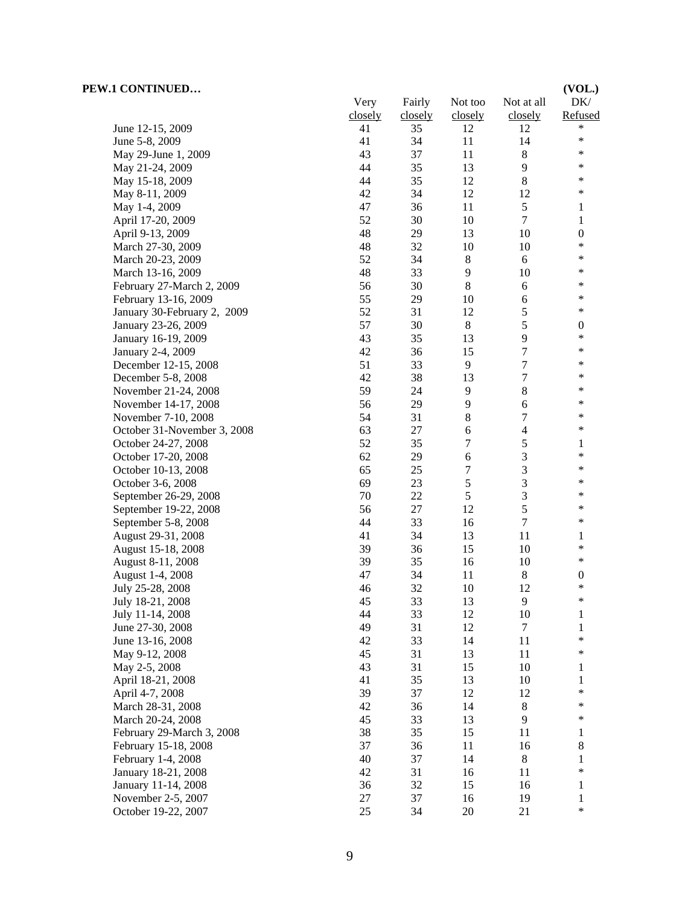**PEW.1 CONTINUED…**

| | Very closely | Fairly closely | Not too closely | Not at all closely | (VOL.) DK/ Refused |
|---|---|---|---|---|---|
| June 12-15, 2009 | 41 | 35 | 12 | 12 | * |
| June 5-8, 2009 | 41 | 34 | 11 | 14 | * |
| May 29-June 1, 2009 | 43 | 37 | 11 | 8 | * |
| May 21-24, 2009 | 44 | 35 | 13 | 9 | * |
| May 15-18, 2009 | 44 | 35 | 12 | 8 | * |
| May 8-11, 2009 | 42 | 34 | 12 | 12 | * |
| May 1-4, 2009 | 47 | 36 | 11 | 5 | 1 |
| April 17-20, 2009 | 52 | 30 | 10 | 7 | 1 |
| April 9-13, 2009 | 48 | 29 | 13 | 10 | 0 |
| March 27-30, 2009 | 48 | 32 | 10 | 10 | * |
| March 20-23, 2009 | 52 | 34 | 8 | 6 | * |
| March 13-16, 2009 | 48 | 33 | 9 | 10 | * |
| February 27-March 2, 2009 | 56 | 30 | 8 | 6 | * |
| February 13-16, 2009 | 55 | 29 | 10 | 6 | * |
| January 30-February 2, 2009 | 52 | 31 | 12 | 5 | * |
| January 23-26, 2009 | 57 | 30 | 8 | 5 | 0 |
| January 16-19, 2009 | 43 | 35 | 13 | 9 | * |
| January 2-4, 2009 | 42 | 36 | 15 | 7 | * |
| December 12-15, 2008 | 51 | 33 | 9 | 7 | * |
| December 5-8, 2008 | 42 | 38 | 13 | 7 | * |
| November 21-24, 2008 | 59 | 24 | 9 | 8 | * |
| November 14-17, 2008 | 56 | 29 | 9 | 6 | * |
| November 7-10, 2008 | 54 | 31 | 8 | 7 | * |
| October 31-November 3, 2008 | 63 | 27 | 6 | 4 | * |
| October 24-27, 2008 | 52 | 35 | 7 | 5 | 1 |
| October 17-20, 2008 | 62 | 29 | 6 | 3 | * |
| October 10-13, 2008 | 65 | 25 | 7 | 3 | * |
| October 3-6, 2008 | 69 | 23 | 5 | 3 | * |
| September 26-29, 2008 | 70 | 22 | 5 | 3 | * |
| September 19-22, 2008 | 56 | 27 | 12 | 5 | * |
| September 5-8, 2008 | 44 | 33 | 16 | 7 | * |
| August 29-31, 2008 | 41 | 34 | 13 | 11 | 1 |
| August 15-18, 2008 | 39 | 36 | 15 | 10 | * |
| August 8-11, 2008 | 39 | 35 | 16 | 10 | * |
| August 1-4, 2008 | 47 | 34 | 11 | 8 | 0 |
| July 25-28, 2008 | 46 | 32 | 10 | 12 | * |
| July 18-21, 2008 | 45 | 33 | 13 | 9 | * |
| July 11-14, 2008 | 44 | 33 | 12 | 10 | 1 |
| June 27-30, 2008 | 49 | 31 | 12 | 7 | 1 |
| June 13-16, 2008 | 42 | 33 | 14 | 11 | * |
| May 9-12, 2008 | 45 | 31 | 13 | 11 | * |
| May 2-5, 2008 | 43 | 31 | 15 | 10 | 1 |
| April 18-21, 2008 | 41 | 35 | 13 | 10 | 1 |
| April 4-7, 2008 | 39 | 37 | 12 | 12 | * |
| March 28-31, 2008 | 42 | 36 | 14 | 8 | * |
| March 20-24, 2008 | 45 | 33 | 13 | 9 | * |
| February 29-March 3, 2008 | 38 | 35 | 15 | 11 | 1 |
| February 15-18, 2008 | 37 | 36 | 11 | 16 | 8 |
| February 1-4, 2008 | 40 | 37 | 14 | 8 | 1 |
| January 18-21, 2008 | 42 | 31 | 16 | 11 | * |
| January 11-14, 2008 | 36 | 32 | 15 | 16 | 1 |
| November 2-5, 2007 | 27 | 37 | 16 | 19 | 1 |
| October 19-22, 2007 | 25 | 34 | 20 | 21 | * |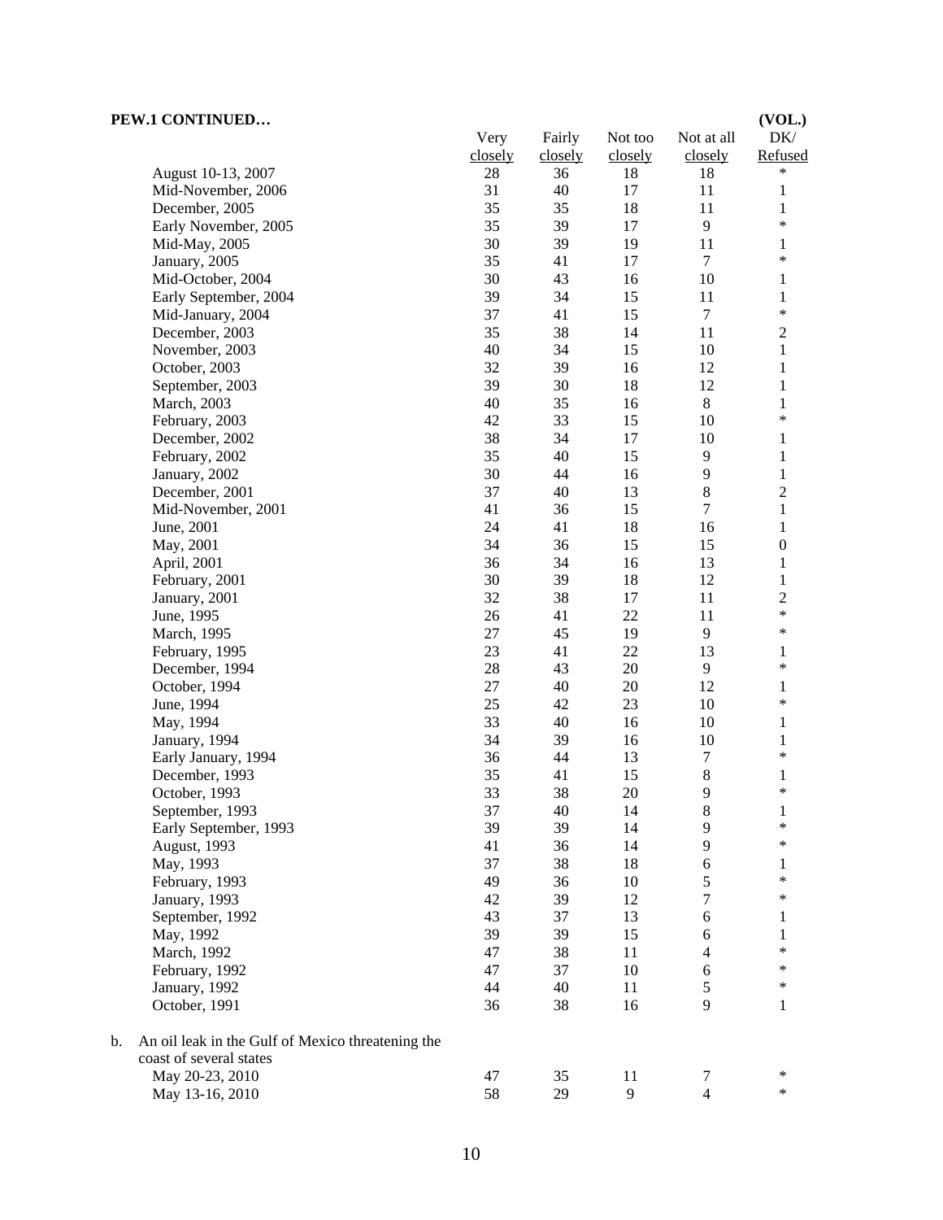**PEW.1 CONTINUED…**

| | Very closely | Fairly closely | Not too closely | Not at all closely | (VOL.) DK/ Refused |
|---|---|---|---|---|---|
| August 10-13, 2007 | 28 | 36 | 18 | 18 | * |
| Mid-November, 2006 | 31 | 40 | 17 | 11 | 1 |
| December, 2005 | 35 | 35 | 18 | 11 | 1 |
| Early November, 2005 | 35 | 39 | 17 | 9 | * |
| Mid-May, 2005 | 30 | 39 | 19 | 11 | 1 |
| January, 2005 | 35 | 41 | 17 | 7 | * |
| Mid-October, 2004 | 30 | 43 | 16 | 10 | 1 |
| Early September, 2004 | 39 | 34 | 15 | 11 | 1 |
| Mid-January, 2004 | 37 | 41 | 15 | 7 | * |
| December, 2003 | 35 | 38 | 14 | 11 | 2 |
| November, 2003 | 40 | 34 | 15 | 10 | 1 |
| October, 2003 | 32 | 39 | 16 | 12 | 1 |
| September, 2003 | 39 | 30 | 18 | 12 | 1 |
| March, 2003 | 40 | 35 | 16 | 8 | 1 |
| February, 2003 | 42 | 33 | 15 | 10 | * |
| December, 2002 | 38 | 34 | 17 | 10 | 1 |
| February, 2002 | 35 | 40 | 15 | 9 | 1 |
| January, 2002 | 30 | 44 | 16 | 9 | 1 |
| December, 2001 | 37 | 40 | 13 | 8 | 2 |
| Mid-November, 2001 | 41 | 36 | 15 | 7 | 1 |
| June, 2001 | 24 | 41 | 18 | 16 | 1 |
| May, 2001 | 34 | 36 | 15 | 15 | 0 |
| April, 2001 | 36 | 34 | 16 | 13 | 1 |
| February, 2001 | 30 | 39 | 18 | 12 | 1 |
| January, 2001 | 32 | 38 | 17 | 11 | 2 |
| June, 1995 | 26 | 41 | 22 | 11 | * |
| March, 1995 | 27 | 45 | 19 | 9 | * |
| February, 1995 | 23 | 41 | 22 | 13 | 1 |
| December, 1994 | 28 | 43 | 20 | 9 | * |
| October, 1994 | 27 | 40 | 20 | 12 | 1 |
| June, 1994 | 25 | 42 | 23 | 10 | * |
| May, 1994 | 33 | 40 | 16 | 10 | 1 |
| January, 1994 | 34 | 39 | 16 | 10 | 1 |
| Early January, 1994 | 36 | 44 | 13 | 7 | * |
| December, 1993 | 35 | 41 | 15 | 8 | 1 |
| October, 1993 | 33 | 38 | 20 | 9 | * |
| September, 1993 | 37 | 40 | 14 | 8 | 1 |
| Early September, 1993 | 39 | 39 | 14 | 9 | * |
| August, 1993 | 41 | 36 | 14 | 9 | * |
| May, 1993 | 37 | 38 | 18 | 6 | 1 |
| February, 1993 | 49 | 36 | 10 | 5 | * |
| January, 1993 | 42 | 39 | 12 | 7 | * |
| September, 1992 | 43 | 37 | 13 | 6 | 1 |
| May, 1992 | 39 | 39 | 15 | 6 | 1 |
| March, 1992 | 47 | 38 | 11 | 4 | * |
| February, 1992 | 47 | 37 | 10 | 6 | * |
| January, 1992 | 44 | 40 | 11 | 5 | * |
| October, 1991 | 36 | 38 | 16 | 9 | 1 |

b. An oil leak in the Gulf of Mexico threatening the coast of several states

| | Very closely | Fairly closely | Not too closely | Not at all closely | (VOL.) DK/ Refused |
|---|---|---|---|---|---|
| May 20-23, 2010 | 47 | 35 | 11 | 7 | * |
| May 13-16, 2010 | 58 | 29 | 9 | 4 | * |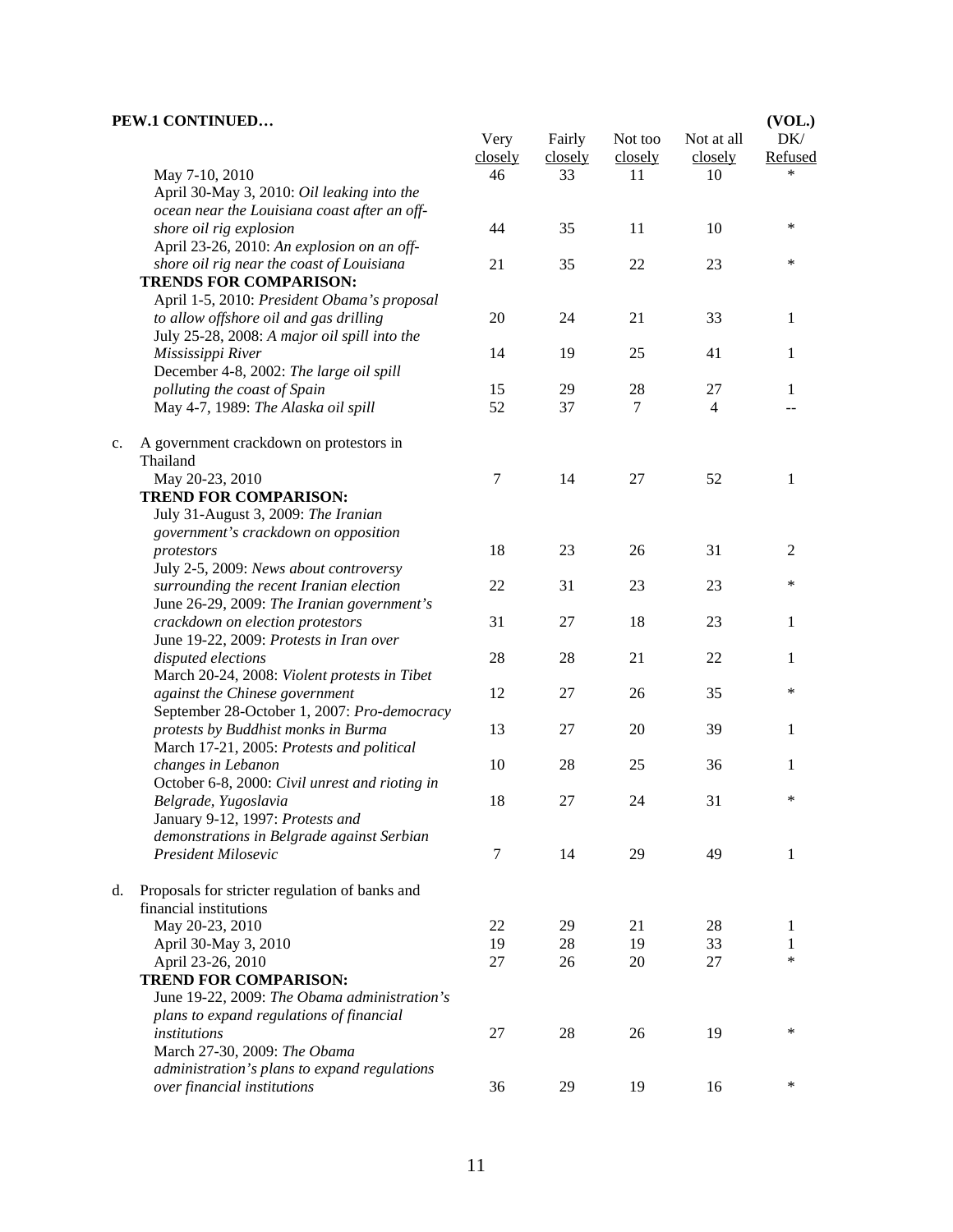**PEW.1 CONTINUED…**

| | Very closely | Fairly closely | Not too closely | Not at all closely | (VOL.) DK/ Refused |
|---|---|---|---|---|---|
| May 7-10, 2010 | 46 | 33 | 11 | 10 | * |
| April 30-May 3, 2010: *Oil leaking into the ocean near the Louisiana coast after an off-shore oil rig explosion* | 44 | 35 | 11 | 10 | * |
| April 23-26, 2010: *An explosion on an off-shore oil rig near the coast of Louisiana* | 21 | 35 | 22 | 23 | * |
| **TRENDS FOR COMPARISON:** | | | | | |
| April 1-5, 2010: *President Obama's proposal to allow offshore oil and gas drilling* | 20 | 24 | 21 | 33 | 1 |
| July 25-28, 2008: *A major oil spill into the Mississippi River* | 14 | 19 | 25 | 41 | 1 |
| December 4-8, 2002: *The large oil spill polluting the coast of Spain* | 15 | 29 | 28 | 27 | 1 |
| May 4-7, 1989: *The Alaska oil spill* | 52 | 37 | 7 | 4 | -- |
| **c. A government crackdown on protestors in Thailand** | | | | | |
| May 20-23, 2010 | 7 | 14 | 27 | 52 | 1 |
| **TREND FOR COMPARISON:** | | | | | |
| July 31-August 3, 2009: *The Iranian government's crackdown on opposition protestors* | 18 | 23 | 26 | 31 | 2 |
| July 2-5, 2009: *News about controversy surrounding the recent Iranian election* | 22 | 31 | 23 | 23 | * |
| June 26-29, 2009: *The Iranian government's crackdown on election protestors* | 31 | 27 | 18 | 23 | 1 |
| June 19-22, 2009: *Protests in Iran over disputed elections* | 28 | 28 | 21 | 22 | 1 |
| March 20-24, 2008: *Violent protests in Tibet against the Chinese government* | 12 | 27 | 26 | 35 | * |
| September 28-October 1, 2007: *Pro-democracy protests by Buddhist monks in Burma* | 13 | 27 | 20 | 39 | 1 |
| March 17-21, 2005: *Protests and political changes in Lebanon* | 10 | 28 | 25 | 36 | 1 |
| October 6-8, 2000: *Civil unrest and rioting in Belgrade, Yugoslavia* | 18 | 27 | 24 | 31 | * |
| January 9-12, 1997: *Protests and demonstrations in Belgrade against Serbian President Milosevic* | 7 | 14 | 29 | 49 | 1 |
| **d. Proposals for stricter regulation of banks and financial institutions** | | | | | |
| May 20-23, 2010 | 22 | 29 | 21 | 28 | 1 |
| April 30-May 3, 2010 | 19 | 28 | 19 | 33 | 1 |
| April 23-26, 2010 | 27 | 26 | 20 | 27 | * |
| **TREND FOR COMPARISON:** | | | | | |
| June 19-22, 2009: *The Obama administration's plans to expand regulations of financial institutions* | 27 | 28 | 26 | 19 | * |
| March 27-30, 2009: *The Obama administration's plans to expand regulations over financial institutions* | 36 | 29 | 19 | 16 | * |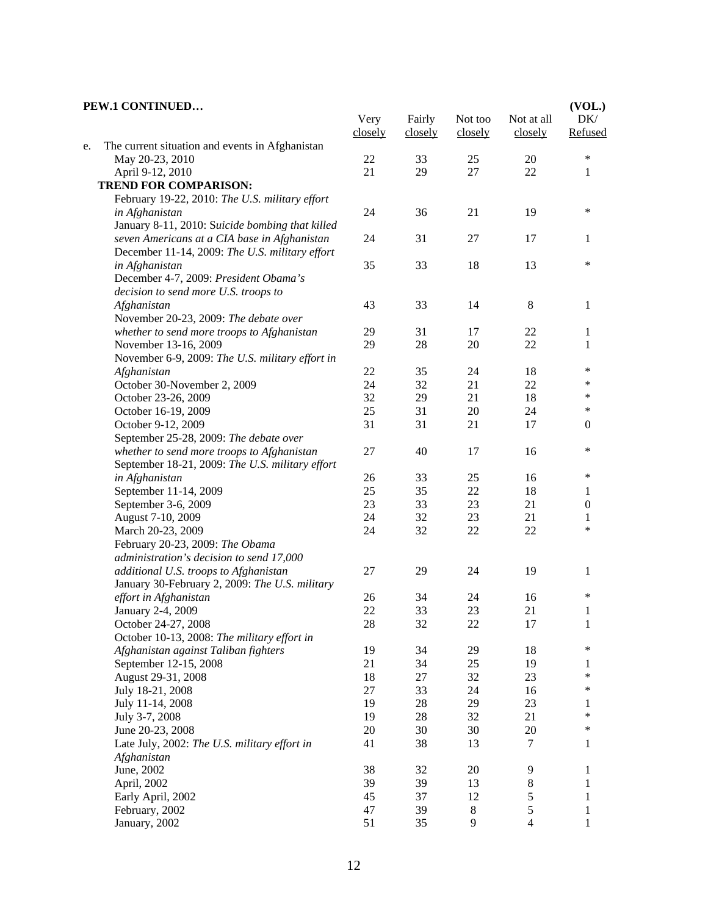**PEW.1 CONTINUED…**

| | Very closely | Fairly closely | Not too closely | Not at all closely | (VOL.) DK/ Refused |
|---|---|---|---|---|---|
| e. The current situation and events in Afghanistan | | | | | |
| May 20-23, 2010 | 22 | 33 | 25 | 20 | * |
| April 9-12, 2010 | 21 | 29 | 27 | 22 | 1 |
| **TREND FOR COMPARISON:** | | | | | |
| February 19-22, 2010: *The U.S. military effort in Afghanistan* | 24 | 36 | 21 | 19 | * |
| January 8-11, 2010: *Suicide bombing that killed seven Americans at a CIA base in Afghanistan* | 24 | 31 | 27 | 17 | 1 |
| December 11-14, 2009: *The U.S. military effort in Afghanistan* | 35 | 33 | 18 | 13 | * |
| December 4-7, 2009: *President Obama's decision to send more U.S. troops to Afghanistan* | 43 | 33 | 14 | 8 | 1 |
| November 20-23, 2009: *The debate over whether to send more troops to Afghanistan* | 29 | 31 | 17 | 22 | 1 |
| November 13-16, 2009 | 29 | 28 | 20 | 22 | 1 |
| November 6-9, 2009: *The U.S. military effort in Afghanistan* | 22 | 35 | 24 | 18 | * |
| October 30-November 2, 2009 | 24 | 32 | 21 | 22 | * |
| October 23-26, 2009 | 32 | 29 | 21 | 18 | * |
| October 16-19, 2009 | 25 | 31 | 20 | 24 | * |
| October 9-12, 2009 | 31 | 31 | 21 | 17 | 0 |
| September 25-28, 2009: *The debate over whether to send more troops to Afghanistan* | 27 | 40 | 17 | 16 | * |
| September 18-21, 2009: *The U.S. military effort in Afghanistan* | 26 | 33 | 25 | 16 | * |
| September 11-14, 2009 | 25 | 35 | 22 | 18 | 1 |
| September 3-6, 2009 | 23 | 33 | 23 | 21 | 0 |
| August 7-10, 2009 | 24 | 32 | 23 | 21 | 1 |
| March 20-23, 2009 | 24 | 32 | 22 | 22 | * |
| February 20-23, 2009: *The Obama administration's decision to send 17,000 additional U.S. troops to Afghanistan* | 27 | 29 | 24 | 19 | 1 |
| January 30-February 2, 2009: *The U.S. military effort in Afghanistan* | 26 | 34 | 24 | 16 | * |
| January 2-4, 2009 | 22 | 33 | 23 | 21 | 1 |
| October 24-27, 2008 | 28 | 32 | 22 | 17 | 1 |
| October 10-13, 2008: *The military effort in Afghanistan against Taliban fighters* | 19 | 34 | 29 | 18 | * |
| September 12-15, 2008 | 21 | 34 | 25 | 19 | 1 |
| August 29-31, 2008 | 18 | 27 | 32 | 23 | * |
| July 18-21, 2008 | 27 | 33 | 24 | 16 | * |
| July 11-14, 2008 | 19 | 28 | 29 | 23 | 1 |
| July 3-7, 2008 | 19 | 28 | 32 | 21 | * |
| June 20-23, 2008 | 20 | 30 | 30 | 20 | * |
| Late July, 2002: *The U.S. military effort in Afghanistan* | 41 | 38 | 13 | 7 | 1 |
| June, 2002 | 38 | 32 | 20 | 9 | 1 |
| April, 2002 | 39 | 39 | 13 | 8 | 1 |
| Early April, 2002 | 45 | 37 | 12 | 5 | 1 |
| February, 2002 | 47 | 39 | 8 | 5 | 1 |
| January, 2002 | 51 | 35 | 9 | 4 | 1 |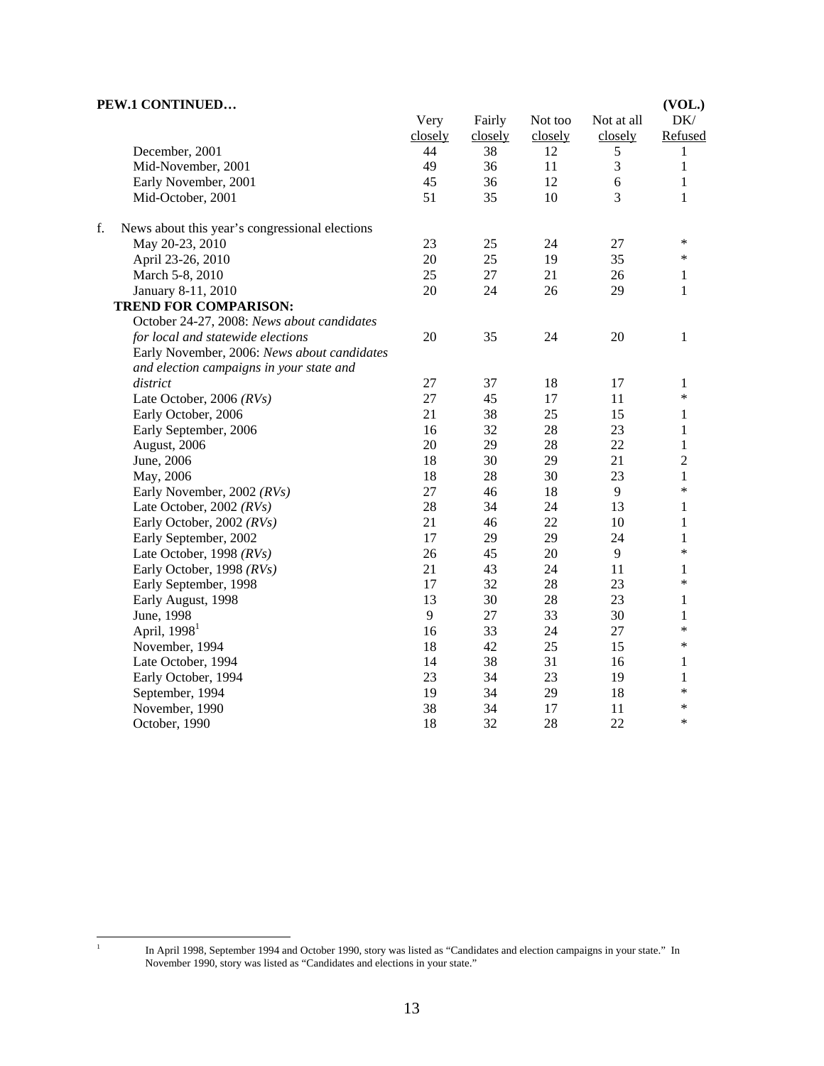**PEW.1 CONTINUED…**

| | Very closely | Fairly closely | Not too closely | Not at all closely | (VOL.) DK/ Refused |
|---|---|---|---|---|---|
| December, 2001 | 44 | 38 | 12 | 5 | 1 |
| Mid-November, 2001 | 49 | 36 | 11 | 3 | 1 |
| Early November, 2001 | 45 | 36 | 12 | 6 | 1 |
| Mid-October, 2001 | 51 | 35 | 10 | 3 | 1 |
| f. News about this year's congressional elections | | | | | |
| May 20-23, 2010 | 23 | 25 | 24 | 27 | * |
| April 23-26, 2010 | 20 | 25 | 19 | 35 | * |
| March 5-8, 2010 | 25 | 27 | 21 | 26 | 1 |
| January 8-11, 2010 | 20 | 24 | 26 | 29 | 1 |
| **TREND FOR COMPARISON:** | | | | | |
| October 24-27, 2008: *News about candidates for local and statewide elections* | 20 | 35 | 24 | 20 | 1 |
| Early November, 2006: *News about candidates and election campaigns in your state and district* | 27 | 37 | 18 | 17 | 1 |
| Late October, 2006 *(RVs)* | 27 | 45 | 17 | 11 | * |
| Early October, 2006 | 21 | 38 | 25 | 15 | 1 |
| Early September, 2006 | 16 | 32 | 28 | 23 | 1 |
| August, 2006 | 20 | 29 | 28 | 22 | 1 |
| June, 2006 | 18 | 30 | 29 | 21 | 2 |
| May, 2006 | 18 | 28 | 30 | 23 | 1 |
| Early November, 2002 *(RVs)* | 27 | 46 | 18 | 9 | * |
| Late October, 2002 *(RVs)* | 28 | 34 | 24 | 13 | 1 |
| Early October, 2002 *(RVs)* | 21 | 46 | 22 | 10 | 1 |
| Early September, 2002 | 17 | 29 | 29 | 24 | 1 |
| Late October, 1998 *(RVs)* | 26 | 45 | 20 | 9 | * |
| Early October, 1998 *(RVs)* | 21 | 43 | 24 | 11 | 1 |
| Early September, 1998 | 17 | 32 | 28 | 23 | * |
| Early August, 1998 | 13 | 30 | 28 | 23 | 1 |
| June, 1998 | 9 | 27 | 33 | 30 | 1 |
| April, 1998[1] | 16 | 33 | 24 | 27 | * |
| November, 1994 | 18 | 42 | 25 | 15 | * |
| Late October, 1994 | 14 | 38 | 31 | 16 | 1 |
| Early October, 1994 | 23 | 34 | 23 | 19 | 1 |
| September, 1994 | 19 | 34 | 29 | 18 | * |
| November, 1990 | 38 | 34 | 17 | 11 | * |
| October, 1990 | 18 | 32 | 28 | 22 | * |

[1] In April 1998, September 1994 and October 1990, story was listed as "Candidates and election campaigns in your state." In November 1990, story was listed as "Candidates and elections in your state."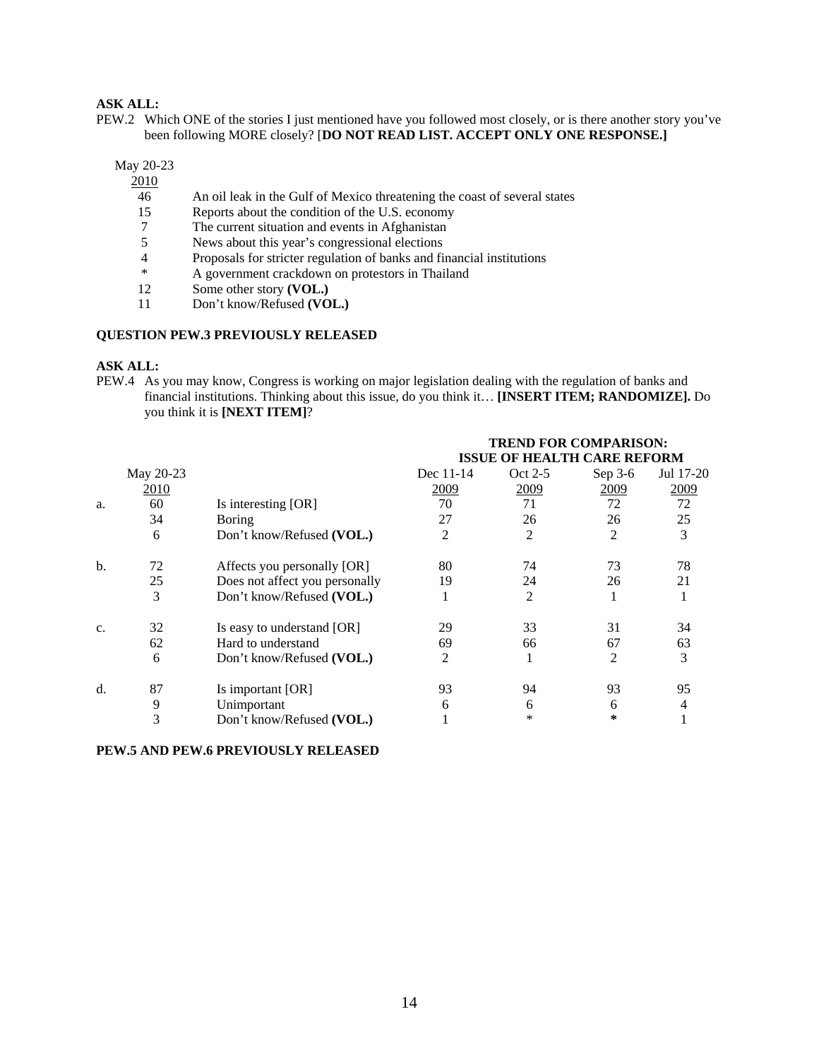**ASK ALL:**

PEW.2 Which ONE of the stories I just mentioned have you followed most closely, or is there another story you've been following MORE closely? [**DO NOT READ LIST. ACCEPT ONLY ONE RESPONSE.]**

| May 20-23 2010 | |
|---|---|
| 46 | An oil leak in the Gulf of Mexico threatening the coast of several states |
| 15 | Reports about the condition of the U.S. economy |
| 7 | The current situation and events in Afghanistan |
| 5 | News about this year's congressional elections |
| 4 | Proposals for stricter regulation of banks and financial institutions |
| * | A government crackdown on protestors in Thailand |
| 12 | Some other story **(VOL.)** |
| 11 | Don't know/Refused **(VOL.)** |

**QUESTION PEW.3 PREVIOUSLY RELEASED**

**ASK ALL:**

PEW.4 As you may know, Congress is working on major legislation dealing with the regulation of banks and financial institutions. Thinking about this issue, do you think it… **[INSERT ITEM; RANDOMIZE].** Do you think it is **[NEXT ITEM]**?

| | | | **TREND FOR COMPARISON: ISSUE OF HEALTH CARE REFORM** | | | |
|---|---|---|---|---|---|---|
| | May 20-23 2010 | | Dec 11-14 2009 | Oct 2-5 2009 | Sep 3-6 2009 | Jul 17-20 2009 |
| a. | 60 | Is interesting [OR] | 70 | 71 | 72 | 72 |
| | 34 | Boring | 27 | 26 | 26 | 25 |
| | 6 | Don't know/Refused **(VOL.)** | 2 | 2 | 2 | 3 |
| b. | 72 | Affects you personally [OR] | 80 | 74 | 73 | 78 |
| | 25 | Does not affect you personally | 19 | 24 | 26 | 21 |
| | 3 | Don't know/Refused **(VOL.)** | 1 | 2 | 1 | 1 |
| c. | 32 | Is easy to understand [OR] | 29 | 33 | 31 | 34 |
| | 62 | Hard to understand | 69 | 66 | 67 | 63 |
| | 6 | Don't know/Refused **(VOL.)** | 2 | 1 | 2 | 3 |
| d. | 87 | Is important [OR] | 93 | 94 | 93 | 95 |
| | 9 | Unimportant | 6 | 6 | 6 | 4 |
| | 3 | Don't know/Refused **(VOL.)** | 1 | * | * | 1 |

**PEW.5 AND PEW.6 PREVIOUSLY RELEASED**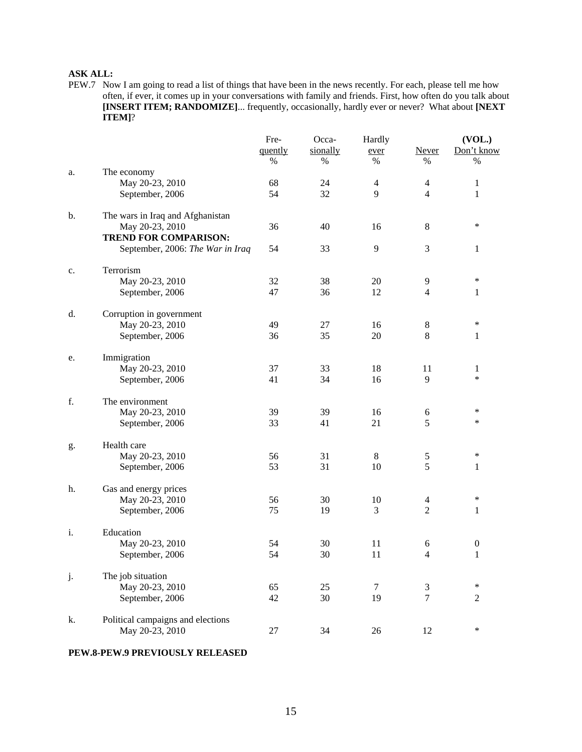**ASK ALL:**

PEW.7 Now I am going to read a list of things that have been in the news recently. For each, please tell me how often, if ever, it comes up in your conversations with family and friends. First, how often do you talk about **[INSERT ITEM; RANDOMIZE]**... frequently, occasionally, hardly ever or never? What about **[NEXT ITEM]**?

| | | Frequently | Occasionally | Hardly ever | Never | (VOL.) Don't know |
|---|---|---|---|---|---|---|
| | | % | % | % | % | % |
| a. | The economy | | | | | |
| | May 20-23, 2010 | 68 | 24 | 4 | 4 | 1 |
| | Septemeber, 2006 | 54 | 32 | 9 | 4 | 1 |
| b. | The wars in Iraq and Afghanistan | | | | | |
| | May 20-23, 2010 | 36 | 40 | 16 | 8 | * |
| | **TREND FOR COMPARISON:** | | | | | |
| | September, 2006: *The War in Iraq* | 54 | 33 | 9 | 3 | 1 |
| c. | Terrorism | | | | | |
| | May 20-23, 2010 | 32 | 38 | 20 | 9 | * |
| | Septemeber, 2006 | 47 | 36 | 12 | 4 | 1 |
| d. | Corruption in government | | | | | |
| | May 20-23, 2010 | 49 | 27 | 16 | 8 | * |
| | Septemeber, 2006 | 36 | 35 | 20 | 8 | 1 |
| e. | Immigration | | | | | |
| | May 20-23, 2010 | 37 | 33 | 18 | 11 | 1 |
| | Septemeber, 2006 | 41 | 34 | 16 | 9 | * |
| f. | The environment | | | | | |
| | May 20-23, 2010 | 39 | 39 | 16 | 6 | * |
| | Septemeber, 2006 | 33 | 41 | 21 | 5 | * |
| g. | Health care | | | | | |
| | May 20-23, 2010 | 56 | 31 | 8 | 5 | * |
| | Septemeber, 2006 | 53 | 31 | 10 | 5 | 1 |
| h. | Gas and energy prices | | | | | |
| | May 20-23, 2010 | 56 | 30 | 10 | 4 | * |
| | Septemeber, 2006 | 75 | 19 | 3 | 2 | 1 |
| i. | Education | | | | | |
| | May 20-23, 2010 | 54 | 30 | 11 | 6 | 0 |
| | Septemeber, 2006 | 54 | 30 | 11 | 4 | 1 |
| j. | The job situation | | | | | |
| | May 20-23, 2010 | 65 | 25 | 7 | 3 | * |
| | Septemeber, 2006 | 42 | 30 | 19 | 7 | 2 |
| k. | Political campaigns and elections | | | | | |
| | May 20-23, 2010 | 27 | 34 | 26 | 12 | * |

**PEW.8-PEW.9 PREVIOUSLY RELEASED**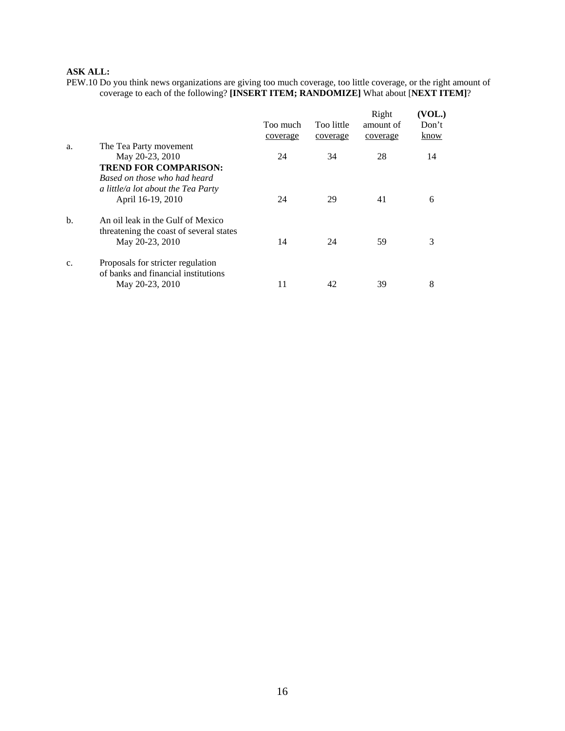**ASK ALL:**

PEW.10 Do you think news organizations are giving too much coverage, too little coverage, or the right amount of coverage to each of the following? **[INSERT ITEM; RANDOMIZE]** What about [**NEXT ITEM]**?

| | | Too much coverage | Too little coverage | Right amount of coverage | (VOL.) Don't know |
|---|---|---|---|---|---|
| a. | The Tea Party movement | | | | |
| | May 20-23, 2010 | 24 | 34 | 28 | 14 |
| | **TREND FOR COMPARISON:** *Based on those who had heard a little/a lot about the Tea Party* | | | | |
| | April 16-19, 2010 | 24 | 29 | 41 | 6 |
| b. | An oil leak in the Gulf of Mexico threatening the coast of several states | | | | |
| | May 20-23, 2010 | 14 | 24 | 59 | 3 |
| c. | Proposals for stricter regulation of banks and financial institutions | | | | |
| | May 20-23, 2010 | 11 | 42 | 39 | 8 |